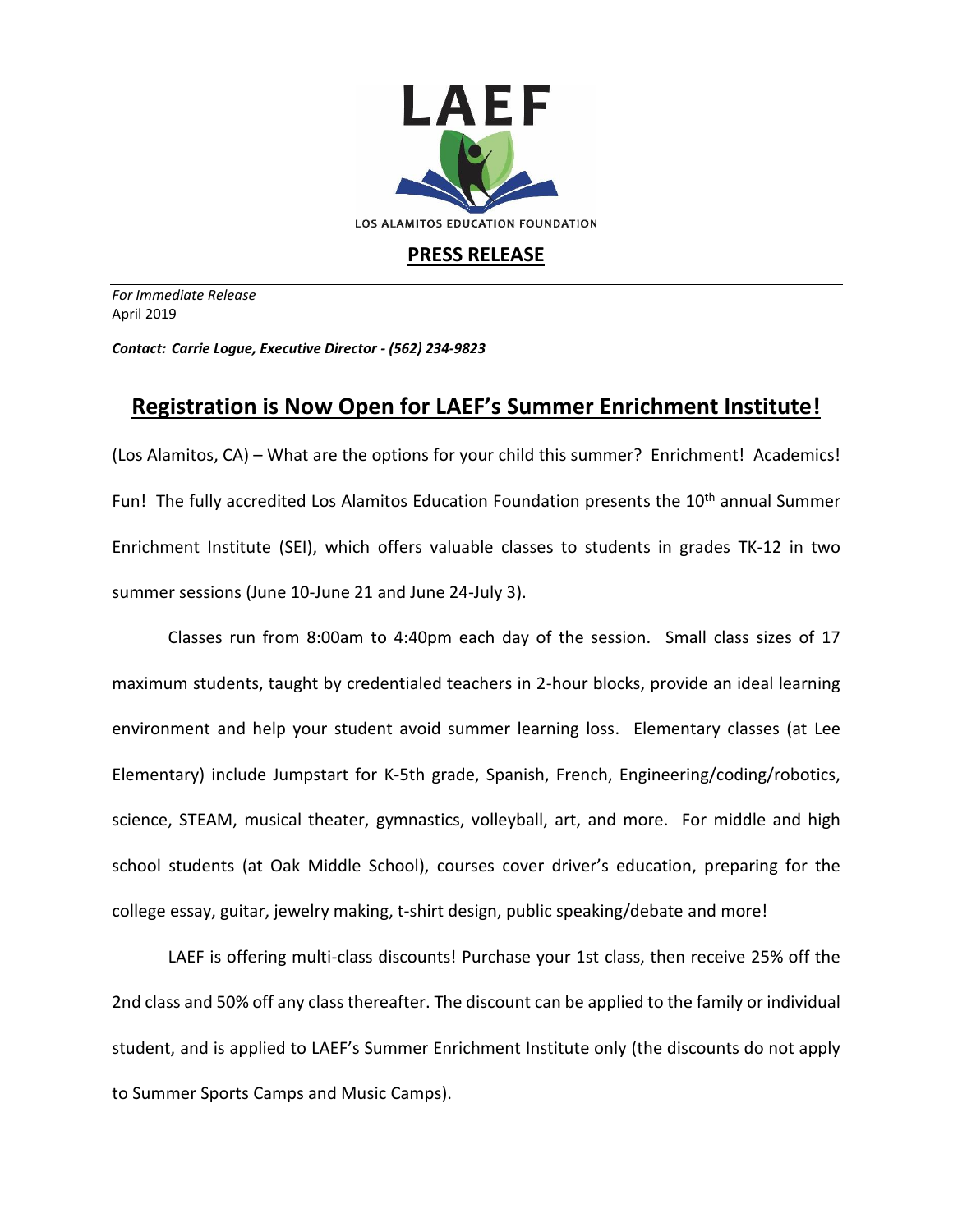LAEF

LOS ALAMITOS EDUCATION FOUNDATION

**PRESS RELEASE**

*For Immediate Release*
April 2019

***Contact: Carrie Logue, Executive Director - (562) 234-9823***

# Registration is Now Open for LAEF's Summer Enrichment Institute!

(Los Alamitos, CA) – What are the options for your child this summer? Enrichment! Academics! Fun! The fully accredited Los Alamitos Education Foundation presents the 10th annual Summer Enrichment Institute (SEI), which offers valuable classes to students in grades TK-12 in two summer sessions (June 10-June 21 and June 24-July 3).

Classes run from 8:00am to 4:40pm each day of the session. Small class sizes of 17 maximum students, taught by credentialed teachers in 2-hour blocks, provide an ideal learning environment and help your student avoid summer learning loss. Elementary classes (at Lee Elementary) include Jumpstart for K-5th grade, Spanish, French, Engineering/coding/robotics, science, STEAM, musical theater, gymnastics, volleyball, art, and more. For middle and high school students (at Oak Middle School), courses cover driver's education, preparing for the college essay, guitar, jewelry making, t-shirt design, public speaking/debate and more!

LAEF is offering multi-class discounts! Purchase your 1st class, then receive 25% off the 2nd class and 50% off any class thereafter. The discount can be applied to the family or individual student, and is applied to LAEF's Summer Enrichment Institute only (the discounts do not apply to Summer Sports Camps and Music Camps).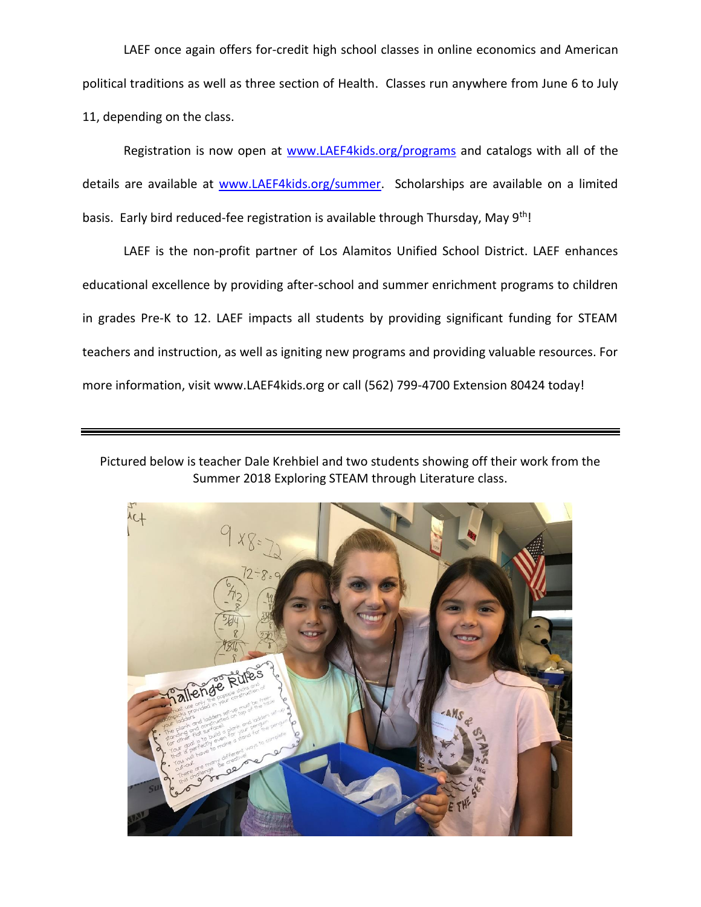LAEF once again offers for-credit high school classes in online economics and American political traditions as well as three section of Health. Classes run anywhere from June 6 to July 11, depending on the class.

Registration is now open at [www.LAEF4kids.org/programs](http://www.LAEF4kids.org/programs) and catalogs with all of the details are available at [www.LAEF4kids.org/summer](http://www.LAEF4kids.org/summer). Scholarships are available on a limited basis. Early bird reduced-fee registration is available through Thursday, May 9th!

LAEF is the non-profit partner of Los Alamitos Unified School District. LAEF enhances educational excellence by providing after-school and summer enrichment programs to children in grades Pre-K to 12. LAEF impacts all students by providing significant funding for STEAM teachers and instruction, as well as igniting new programs and providing valuable resources. For more information, visit www.LAEF4kids.org or call (562) 799-4700 Extension 80424 today!

---

Pictured below is teacher Dale Krehbiel and two students showing off their work from the Summer 2018 Exploring STEAM through Literature class.